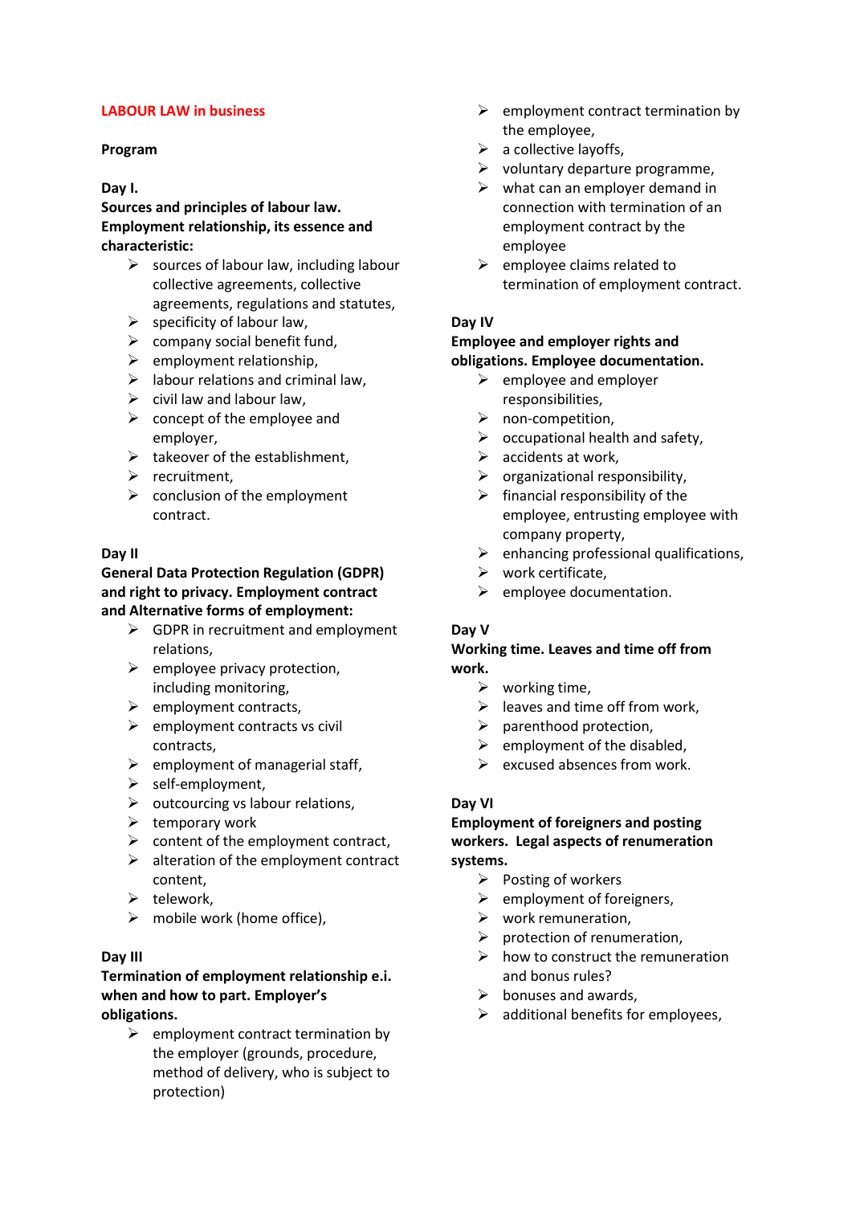# LABOUR LAW in business

## Program

### Day I.

**Sources and principles of labour law. Employment relationship, its essence and characteristic:**

- sources of labour law, including labour collective agreements, collective agreements, regulations and statutes,
- specificity of labour law,
- company social benefit fund,
- employment relationship,
- labour relations and criminal law,
- civil law and labour law,
- concept of the employee and employer,
- takeover of the establishment,
- recruitment,
- conclusion of the employment contract.

### Day II

**General Data Protection Regulation (GDPR) and right to privacy. Employment contract and Alternative forms of employment:**

- GDPR in recruitment and employment relations,
- employee privacy protection, including monitoring,
- employment contracts,
- employment contracts vs civil contracts,
- employment of managerial staff,
- self-employment,
- outcourcing vs labour relations,
- temporary work
- content of the employment contract,
- alteration of the employment contract content,
- telework,
- mobile work (home office),

### Day III

**Termination of employment relationship e.i. when and how to part. Employer's obligations.**

- employment contract termination by the employer (grounds, procedure, method of delivery, who is subject to protection)
- employment contract termination by the employee,
- a collective layoffs,
- voluntary departure programme,
- what can an employer demand in connection with termination of an employment contract by the employee
- employee claims related to termination of employment contract.

### Day IV

**Employee and employer rights and obligations. Employee documentation.**

- employee and employer responsibilities,
- non-competition,
- occupational health and safety,
- accidents at work,
- organizational responsibility,
- financial responsibility of the employee, entrusting employee with company property,
- enhancing professional qualifications,
- work certificate,
- employee documentation.

### Day V

**Working time. Leaves and time off from work.**

- working time,
- leaves and time off from work,
- parenthood protection,
- employment of the disabled,
- excused absences from work.

### Day VI

**Employment of foreigners and posting workers. Legal aspects of renumeration systems.**

- Posting of workers
- employment of foreigners,
- work remuneration,
- protection of renumeration,
- how to construct the remuneration and bonus rules?
- bonuses and awards,
- additional benefits for employees,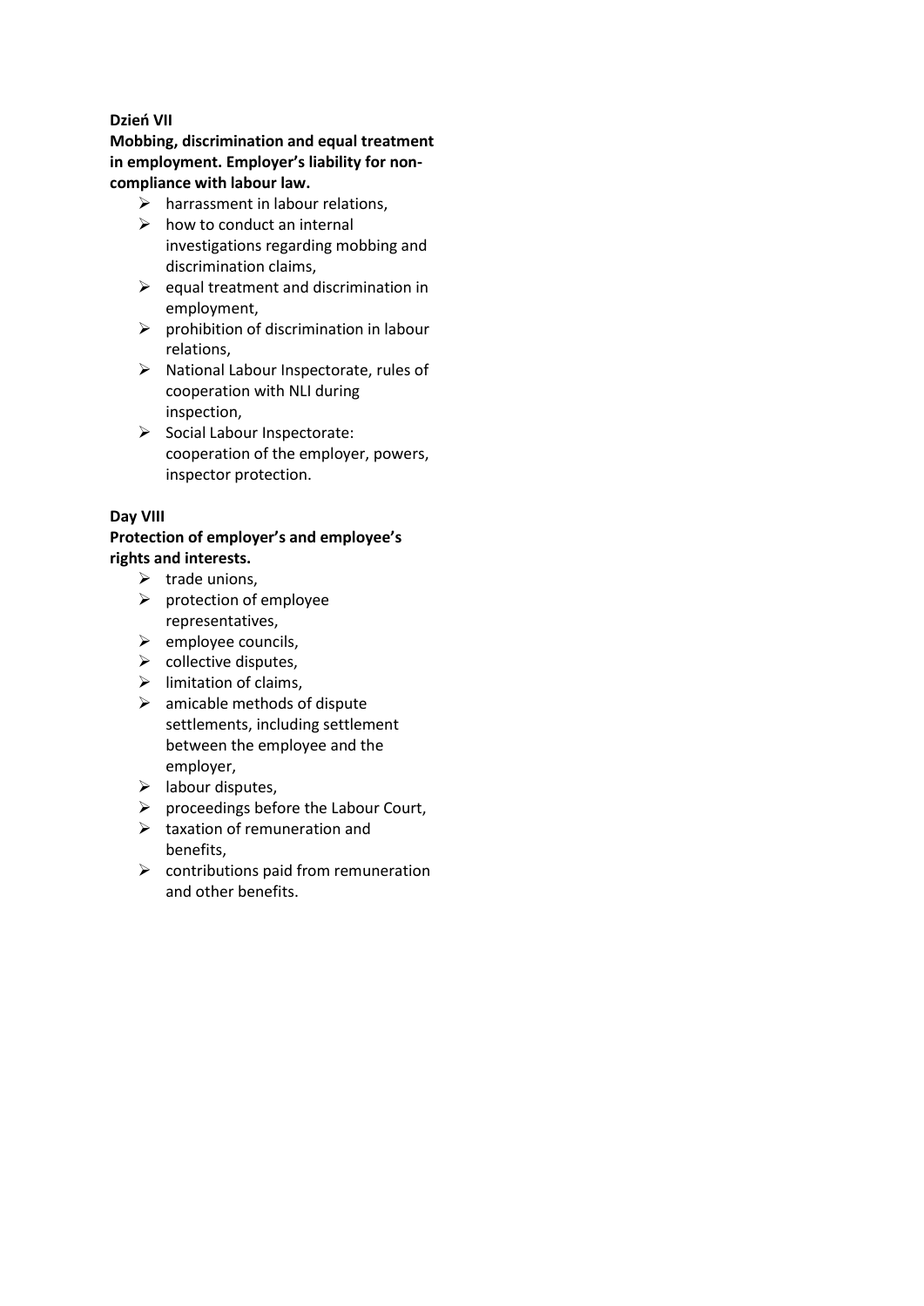**Dzień VII**

**Mobbing, discrimination and equal treatment in employment. Employer's liability for non-compliance with labour law.**

- harrassment in labour relations,
- how to conduct an internal investigations regarding mobbing and discrimination claims,
- equal treatment and discrimination in employment,
- prohibition of discrimination in labour relations,
- National Labour Inspectorate, rules of cooperation with NLI during inspection,
- Social Labour Inspectorate: cooperation of the employer, powers, inspector protection.

**Day VIII**

**Protection of employer's and employee's rights and interests.**

- trade unions,
- protection of employee representatives,
- employee councils,
- collective disputes,
- limitation of claims,
- amicable methods of dispute settlements, including settlement between the employee and the employer,
- labour disputes,
- proceedings before the Labour Court,
- taxation of remuneration and benefits,
- contributions paid from remuneration and other benefits.